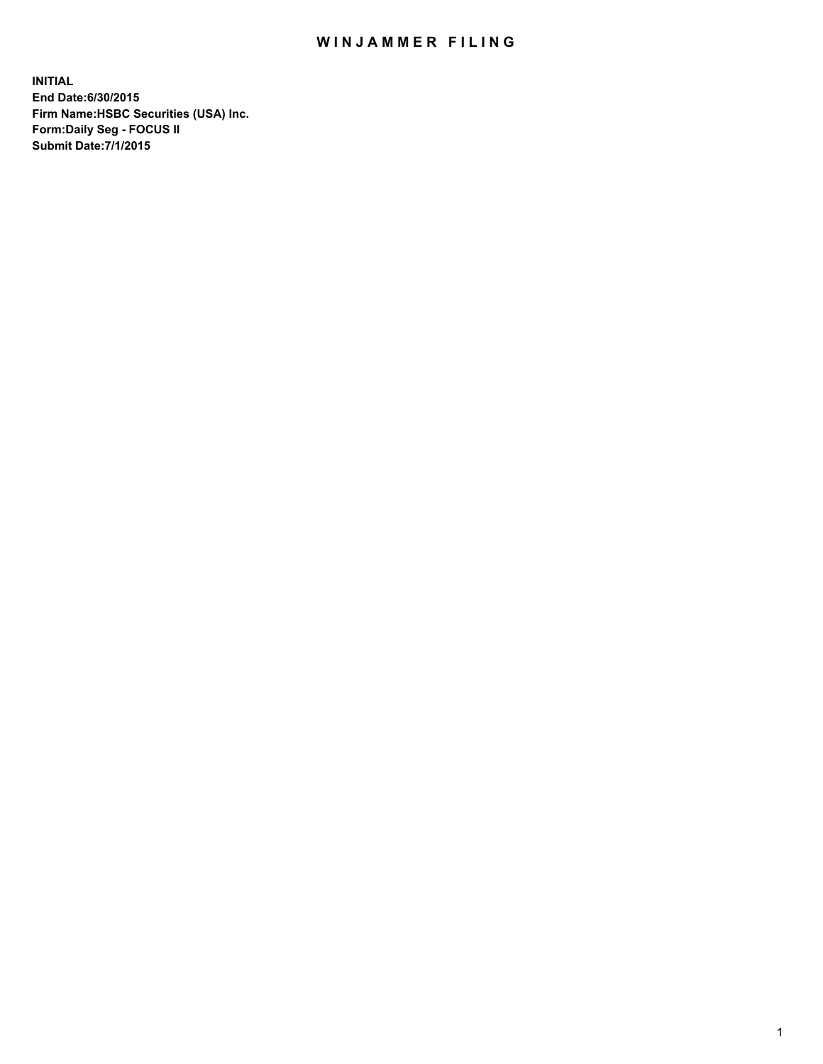# WINJAMMER FILING

**INITIAL**
**End Date:6/30/2015**
**Firm Name:HSBC Securities (USA) Inc.**
**Form:Daily Seg - FOCUS II**
**Submit Date:7/1/2015**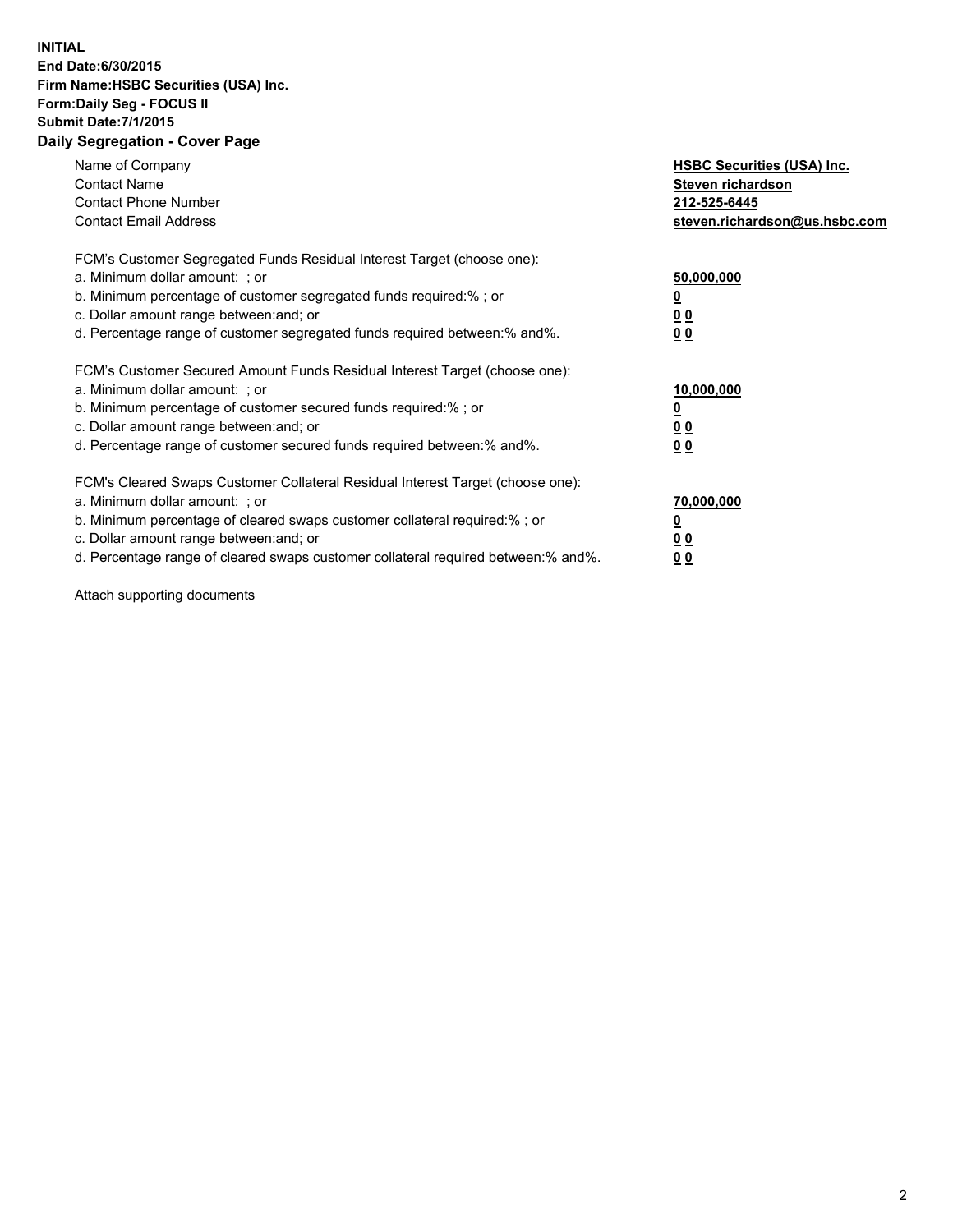**INITIAL**
**End Date:6/30/2015**
**Firm Name:HSBC Securities (USA) Inc.**
**Form:Daily Seg - FOCUS II**
**Submit Date:7/1/2015**

## Daily Segregation - Cover Page

| | |
|---|---|
| Name of Company | **HSBC Securities (USA) Inc.** |
| Contact Name | **Steven richardson** |
| Contact Phone Number | **212-525-6445** |
| Contact Email Address | **steven.richardson@us.hsbc.com** |

| | |
|---|---|
| FCM's Customer Segregated Funds Residual Interest Target (choose one): | |
| a. Minimum dollar amount: ; or | **50,000,000** |
| b. Minimum percentage of customer segregated funds required:% ; or | **0** |
| c. Dollar amount range between:and; or | **0 0** |
| d. Percentage range of customer segregated funds required between:% and%. | **0 0** |

| | |
|---|---|
| FCM's Customer Secured Amount Funds Residual Interest Target (choose one): | |
| a. Minimum dollar amount: ; or | **10,000,000** |
| b. Minimum percentage of customer secured funds required:% ; or | **0** |
| c. Dollar amount range between:and; or | **0 0** |
| d. Percentage range of customer secured funds required between:% and%. | **0 0** |

| | |
|---|---|
| FCM's Cleared Swaps Customer Collateral Residual Interest Target (choose one): | |
| a. Minimum dollar amount: ; or | **70,000,000** |
| b. Minimum percentage of cleared swaps customer collateral required:% ; or | **0** |
| c. Dollar amount range between:and; or | **0 0** |
| d. Percentage range of cleared swaps customer collateral required between:% and%. | **0 0** |

Attach supporting documents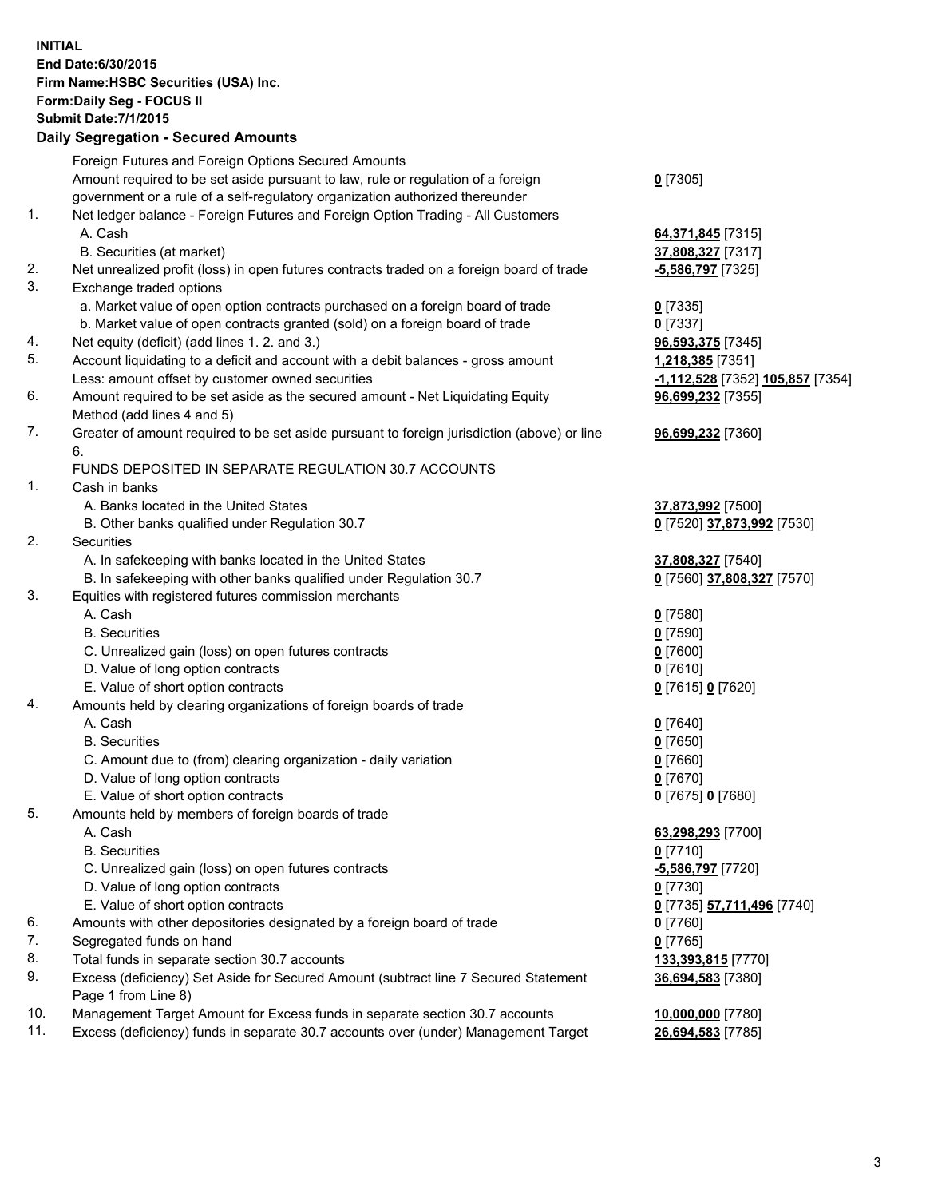**INITIAL**
**End Date:6/30/2015**
**Firm Name:HSBC Securities (USA) Inc.**
**Form:Daily Seg - FOCUS II**
**Submit Date:7/1/2015**

## Daily Segregation - Secured Amounts

| | | |
|---|---|---|
| | Foreign Futures and Foreign Options Secured Amounts | |
| | Amount required to be set aside pursuant to law, rule or regulation of a foreign government or a rule of a self-regulatory organization authorized thereunder | **0** [7305] |
| 1. | Net ledger balance - Foreign Futures and Foreign Option Trading - All Customers | |
| | A. Cash | **64,371,845** [7315] |
| | B. Securities (at market) | **37,808,327** [7317] |
| 2. | Net unrealized profit (loss) in open futures contracts traded on a foreign board of trade | **-5,586,797** [7325] |
| 3. | Exchange traded options | |
| | a. Market value of open option contracts purchased on a foreign board of trade | **0** [7335] |
| | b. Market value of open contracts granted (sold) on a foreign board of trade | **0** [7337] |
| 4. | Net equity (deficit) (add lines 1. 2. and 3.) | **96,593,375** [7345] |
| 5. | Account liquidating to a deficit and account with a debit balances - gross amount | **1,218,385** [7351] |
| | Less: amount offset by customer owned securities | **-1,112,528** [7352] **105,857** [7354] |
| 6. | Amount required to be set aside as the secured amount - Net Liquidating Equity Method (add lines 4 and 5) | **96,699,232** [7355] |
| 7. | Greater of amount required to be set aside pursuant to foreign jurisdiction (above) or line 6. | **96,699,232** [7360] |
| | FUNDS DEPOSITED IN SEPARATE REGULATION 30.7 ACCOUNTS | |
| 1. | Cash in banks | |
| | A. Banks located in the United States | **37,873,992** [7500] |
| | B. Other banks qualified under Regulation 30.7 | **0** [7520] **37,873,992** [7530] |
| 2. | Securities | |
| | A. In safekeeping with banks located in the United States | **37,808,327** [7540] |
| | B. In safekeeping with other banks qualified under Regulation 30.7 | **0** [7560] **37,808,327** [7570] |
| 3. | Equities with registered futures commission merchants | |
| | A. Cash | **0** [7580] |
| | B. Securities | **0** [7590] |
| | C. Unrealized gain (loss) on open futures contracts | **0** [7600] |
| | D. Value of long option contracts | **0** [7610] |
| | E. Value of short option contracts | **0** [7615] **0** [7620] |
| 4. | Amounts held by clearing organizations of foreign boards of trade | |
| | A. Cash | **0** [7640] |
| | B. Securities | **0** [7650] |
| | C. Amount due to (from) clearing organization - daily variation | **0** [7660] |
| | D. Value of long option contracts | **0** [7670] |
| | E. Value of short option contracts | **0** [7675] **0** [7680] |
| 5. | Amounts held by members of foreign boards of trade | |
| | A. Cash | **63,298,293** [7700] |
| | B. Securities | **0** [7710] |
| | C. Unrealized gain (loss) on open futures contracts | **-5,586,797** [7720] |
| | D. Value of long option contracts | **0** [7730] |
| | E. Value of short option contracts | **0** [7735] **57,711,496** [7740] |
| 6. | Amounts with other depositories designated by a foreign board of trade | **0** [7760] |
| 7. | Segregated funds on hand | **0** [7765] |
| 8. | Total funds in separate section 30.7 accounts | **133,393,815** [7770] |
| 9. | Excess (deficiency) Set Aside for Secured Amount (subtract line 7 Secured Statement Page 1 from Line 8) | **36,694,583** [7380] |
| 10. | Management Target Amount for Excess funds in separate section 30.7 accounts | **10,000,000** [7780] |
| 11. | Excess (deficiency) funds in separate 30.7 accounts over (under) Management Target | **26,694,583** [7785] |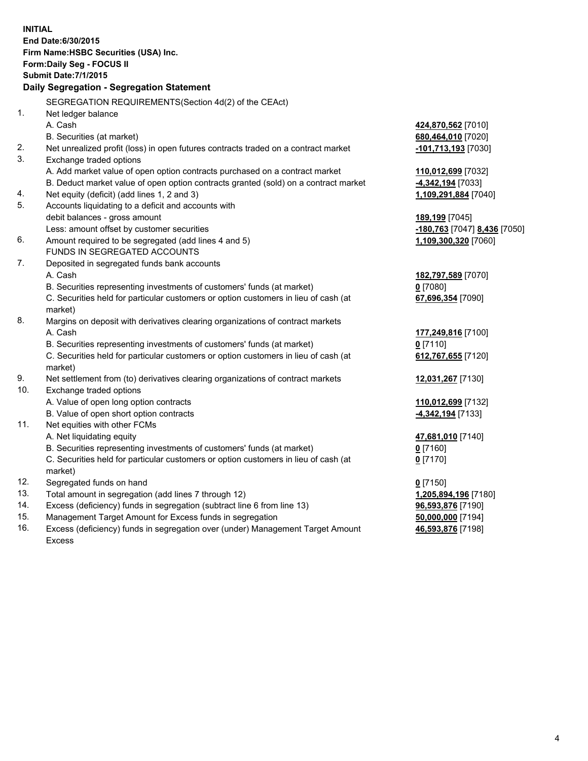**INITIAL**
**End Date:6/30/2015**
**Firm Name:HSBC Securities (USA) Inc.**
**Form:Daily Seg - FOCUS II**
**Submit Date:7/1/2015**

**Daily Segregation - Segregation Statement**

| | | |
|---|---|---|
| | SEGREGATION REQUIREMENTS(Section 4d(2) of the CEAct) | |
| 1. | Net ledger balance | |
| | A. Cash | **424,870,562** [7010] |
| | B. Securities (at market) | **680,464,010** [7020] |
| 2. | Net unrealized profit (loss) in open futures contracts traded on a contract market | **-101,713,193** [7030] |
| 3. | Exchange traded options | |
| | A. Add market value of open option contracts purchased on a contract market | **110,012,699** [7032] |
| | B. Deduct market value of open option contracts granted (sold) on a contract market | **-4,342,194** [7033] |
| 4. | Net equity (deficit) (add lines 1, 2 and 3) | **1,109,291,884** [7040] |
| 5. | Accounts liquidating to a deficit and accounts with debit balances - gross amount | **189,199** [7045] |
| | Less: amount offset by customer securities | **-180,763** [7047] **8,436** [7050] |
| 6. | Amount required to be segregated (add lines 4 and 5) | **1,109,300,320** [7060] |
| | FUNDS IN SEGREGATED ACCOUNTS | |
| 7. | Deposited in segregated funds bank accounts | |
| | A. Cash | **182,797,589** [7070] |
| | B. Securities representing investments of customers' funds (at market) | **0** [7080] |
| | C. Securities held for particular customers or option customers in lieu of cash (at market) | **67,696,354** [7090] |
| 8. | Margins on deposit with derivatives clearing organizations of contract markets | |
| | A. Cash | **177,249,816** [7100] |
| | B. Securities representing investments of customers' funds (at market) | **0** [7110] |
| | C. Securities held for particular customers or option customers in lieu of cash (at market) | **612,767,655** [7120] |
| 9. | Net settlement from (to) derivatives clearing organizations of contract markets | **12,031,267** [7130] |
| 10. | Exchange traded options | |
| | A. Value of open long option contracts | **110,012,699** [7132] |
| | B. Value of open short option contracts | **-4,342,194** [7133] |
| 11. | Net equities with other FCMs | |
| | A. Net liquidating equity | **47,681,010** [7140] |
| | B. Securities representing investments of customers' funds (at market) | **0** [7160] |
| | C. Securities held for particular customers or option customers in lieu of cash (at market) | **0** [7170] |
| 12. | Segregated funds on hand | **0** [7150] |
| 13. | Total amount in segregation (add lines 7 through 12) | **1,205,894,196** [7180] |
| 14. | Excess (deficiency) funds in segregation (subtract line 6 from line 13) | **96,593,876** [7190] |
| 15. | Management Target Amount for Excess funds in segregation | **50,000,000** [7194] |
| 16. | Excess (deficiency) funds in segregation over (under) Management Target Amount Excess | **46,593,876** [7198] |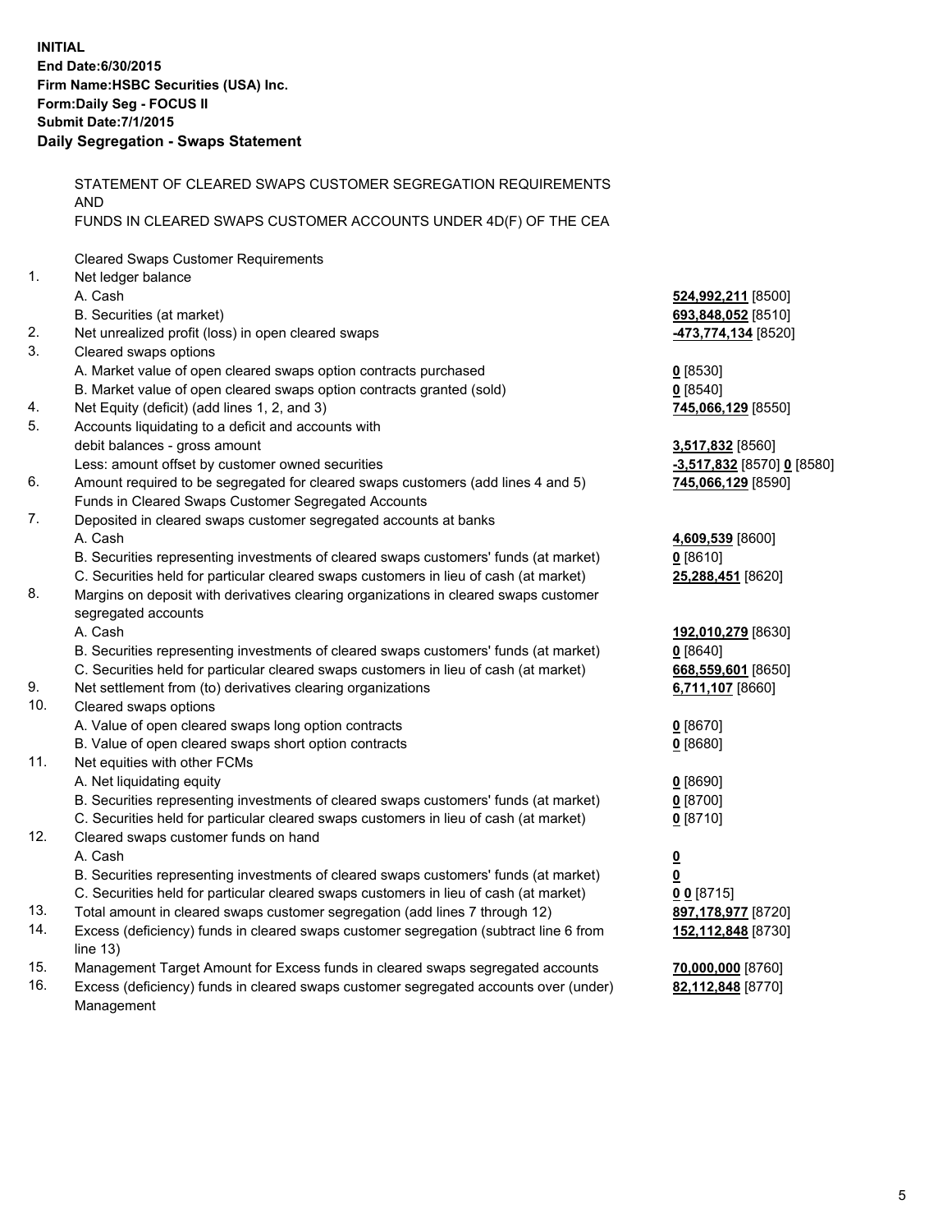**INITIAL**
**End Date:6/30/2015**
**Firm Name:HSBC Securities (USA) Inc.**
**Form:Daily Seg - FOCUS II**
**Submit Date:7/1/2015**
**Daily Segregation - Swaps Statement**

STATEMENT OF CLEARED SWAPS CUSTOMER SEGREGATION REQUIREMENTS AND FUNDS IN CLEARED SWAPS CUSTOMER ACCOUNTS UNDER 4D(F) OF THE CEA

| | | |
|---|---|---|
| | Cleared Swaps Customer Requirements | |
| 1. | Net ledger balance | |
| | A. Cash | **524,992,211** [8500] |
| | B. Securities (at market) | **693,848,052** [8510] |
| 2. | Net unrealized profit (loss) in open cleared swaps | **-473,774,134** [8520] |
| 3. | Cleared swaps options | |
| | A. Market value of open cleared swaps option contracts purchased | **0** [8530] |
| | B. Market value of open cleared swaps option contracts granted (sold) | **0** [8540] |
| 4. | Net Equity (deficit) (add lines 1, 2, and 3) | **745,066,129** [8550] |
| 5. | Accounts liquidating to a deficit and accounts with | |
| | debit balances - gross amount | **3,517,832** [8560] |
| | Less: amount offset by customer owned securities | **-3,517,832** [8570] **0** [8580] |
| 6. | Amount required to be segregated for cleared swaps customers (add lines 4 and 5) | **745,066,129** [8590] |
| | Funds in Cleared Swaps Customer Segregated Accounts | |
| 7. | Deposited in cleared swaps customer segregated accounts at banks | |
| | A. Cash | **4,609,539** [8600] |
| | B. Securities representing investments of cleared swaps customers' funds (at market) | **0** [8610] |
| | C. Securities held for particular cleared swaps customers in lieu of cash (at market) | **25,288,451** [8620] |
| 8. | Margins on deposit with derivatives clearing organizations in cleared swaps customer segregated accounts | |
| | A. Cash | **192,010,279** [8630] |
| | B. Securities representing investments of cleared swaps customers' funds (at market) | **0** [8640] |
| | C. Securities held for particular cleared swaps customers in lieu of cash (at market) | **668,559,601** [8650] |
| 9. | Net settlement from (to) derivatives clearing organizations | **6,711,107** [8660] |
| 10. | Cleared swaps options | |
| | A. Value of open cleared swaps long option contracts | **0** [8670] |
| | B. Value of open cleared swaps short option contracts | **0** [8680] |
| 11. | Net equities with other FCMs | |
| | A. Net liquidating equity | **0** [8690] |
| | B. Securities representing investments of cleared swaps customers' funds (at market) | **0** [8700] |
| | C. Securities held for particular cleared swaps customers in lieu of cash (at market) | **0** [8710] |
| 12. | Cleared swaps customer funds on hand | |
| | A. Cash | **0** |
| | B. Securities representing investments of cleared swaps customers' funds (at market) | **0** |
| | C. Securities held for particular cleared swaps customers in lieu of cash (at market) | **0** **0** [8715] |
| 13. | Total amount in cleared swaps customer segregation (add lines 7 through 12) | **897,178,977** [8720] |
| 14. | Excess (deficiency) funds in cleared swaps customer segregation (subtract line 6 from line 13) | **152,112,848** [8730] |
| 15. | Management Target Amount for Excess funds in cleared swaps segregated accounts | **70,000,000** [8760] |
| 16. | Excess (deficiency) funds in cleared swaps customer segregated accounts over (under) Management | **82,112,848** [8770] |